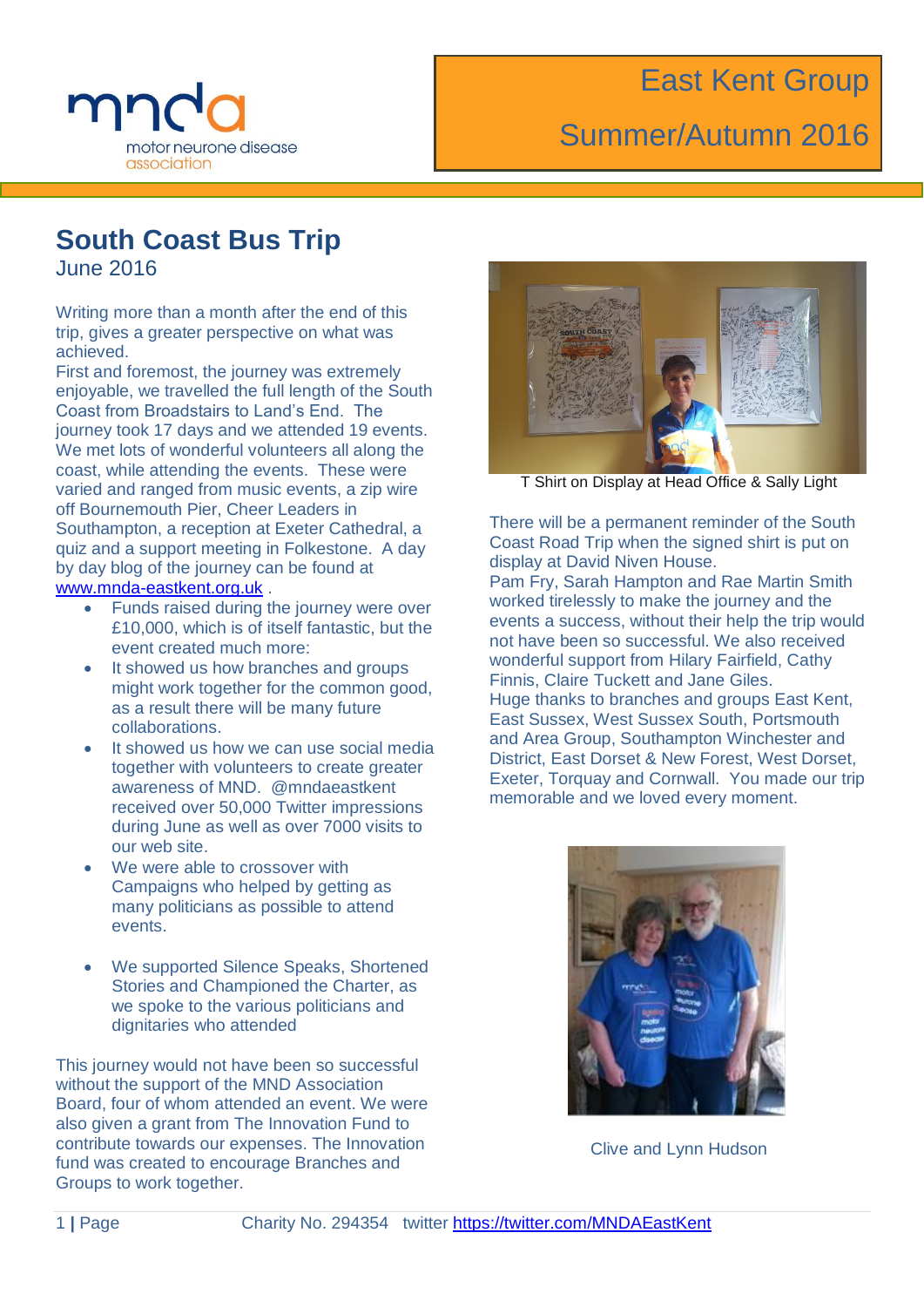mnda
motor neurone disease association

East Kent Group

Summer/Autumn 2016

# South Coast Bus Trip

June 2016

Writing more than a month after the end of this trip, gives a greater perspective on what was achieved.
First and foremost, the journey was extremely enjoyable, we travelled the full length of the South Coast from Broadstairs to Land's End. The journey took 17 days and we attended 19 events. We met lots of wonderful volunteers all along the coast, while attending the events. These were varied and ranged from music events, a zip wire off Bournemouth Pier, Cheer Leaders in Southampton, a reception at Exeter Cathedral, a quiz and a support meeting in Folkestone. A day by day blog of the journey can be found at [www.mnda-eastkent.org.uk](http://www.mnda-eastkent.org.uk) .

- Funds raised during the journey were over £10,000, which is of itself fantastic, but the event created much more:
- It showed us how branches and groups might work together for the common good, as a result there will be many future collaborations.
- It showed us how we can use social media together with volunteers to create greater awareness of MND. @mndaeastkent received over 50,000 Twitter impressions during June as well as over 7000 visits to our web site.
- We were able to crossover with Campaigns who helped by getting as many politicians as possible to attend events.
- We supported Silence Speaks, Shortened Stories and Championed the Charter, as we spoke to the various politicians and dignitaries who attended

This journey would not have been so successful without the support of the MND Association Board, four of whom attended an event. We were also given a grant from The Innovation Fund to contribute towards our expenses. The Innovation fund was created to encourage Branches and Groups to work together.

T Shirt on Display at Head Office & Sally Light

There will be a permanent reminder of the South Coast Road Trip when the signed shirt is put on display at David Niven House.
Pam Fry, Sarah Hampton and Rae Martin Smith worked tirelessly to make the journey and the events a success, without their help the trip would not have been so successful. We also received wonderful support from Hilary Fairfield, Cathy Finnis, Claire Tuckett and Jane Giles.
Huge thanks to branches and groups East Kent, East Sussex, West Sussex South, Portsmouth and Area Group, Southampton Winchester and District, East Dorset & New Forest, West Dorset, Exeter, Torquay and Cornwall. You made our trip memorable and we loved every moment.

Clive and Lynn Hudson

Charity No. 294354 twitter [https://twitter.com/MNDAEastKent](https://twitter.com/MNDAEastKent)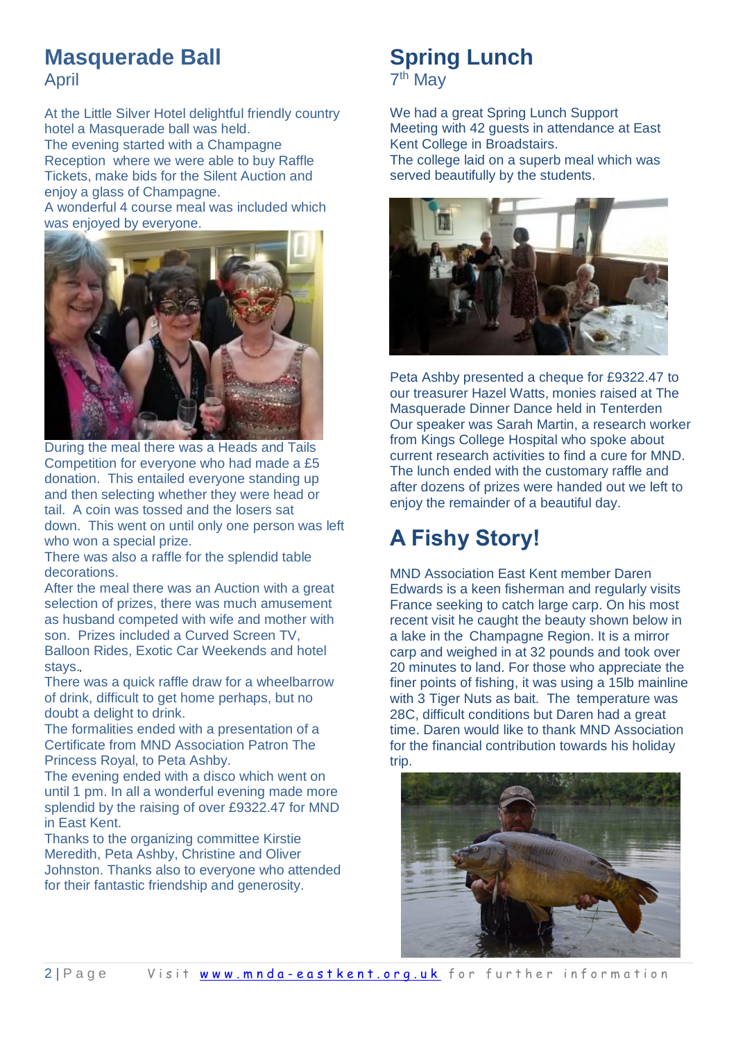# Masquerade Ball

April

At the Little Silver Hotel delightful friendly country hotel a Masquerade ball was held.
The evening started with a Champagne Reception where we were able to buy Raffle Tickets, make bids for the Silent Auction and enjoy a glass of Champagne.
A wonderful 4 course meal was included which was enjoyed by everyone.

During the meal there was a Heads and Tails Competition for everyone who had made a £5 donation. This entailed everyone standing up and then selecting whether they were head or tail. A coin was tossed and the losers sat down. This went on until only one person was left who won a special prize.
There was also a raffle for the splendid table decorations.
After the meal there was an Auction with a great selection of prizes, there was much amusement as husband competed with wife and mother with son. Prizes included a Curved Screen TV, Balloon Rides, Exotic Car Weekends and hotel stays.
There was a quick raffle draw for a wheelbarrow of drink, difficult to get home perhaps, but no doubt a delight to drink.
The formalities ended with a presentation of a Certificate from MND Association Patron The Princess Royal, to Peta Ashby.
The evening ended with a disco which went on until 1 pm. In all a wonderful evening made more splendid by the raising of over £9322.47 for MND in East Kent.
Thanks to the organizing committee Kirstie Meredith, Peta Ashby, Christine and Oliver Johnston. Thanks also to everyone who attended for their fantastic friendship and generosity.

# Spring Lunch

7th May

We had a great Spring Lunch Support Meeting with 42 guests in attendance at East Kent College in Broadstairs.
The college laid on a superb meal which was served beautifully by the students.

Peta Ashby presented a cheque for £9322.47 to our treasurer Hazel Watts, monies raised at The Masquerade Dinner Dance held in Tenterden
Our speaker was Sarah Martin, a research worker from Kings College Hospital who spoke about current research activities to find a cure for MND.
The lunch ended with the customary raffle and after dozens of prizes were handed out we left to enjoy the remainder of a beautiful day.

# A Fishy Story!

MND Association East Kent member Daren Edwards is a keen fisherman and regularly visits France seeking to catch large carp. On his most recent visit he caught the beauty shown below in a lake in the Champagne Region. It is a mirror carp and weighed in at 32 pounds and took over 20 minutes to land. For those who appreciate the finer points of fishing, it was using a 15lb mainline with 3 Tiger Nuts as bait. The temperature was 28C, difficult conditions but Daren had a great time. Daren would like to thank MND Association for the financial contribution towards his holiday trip.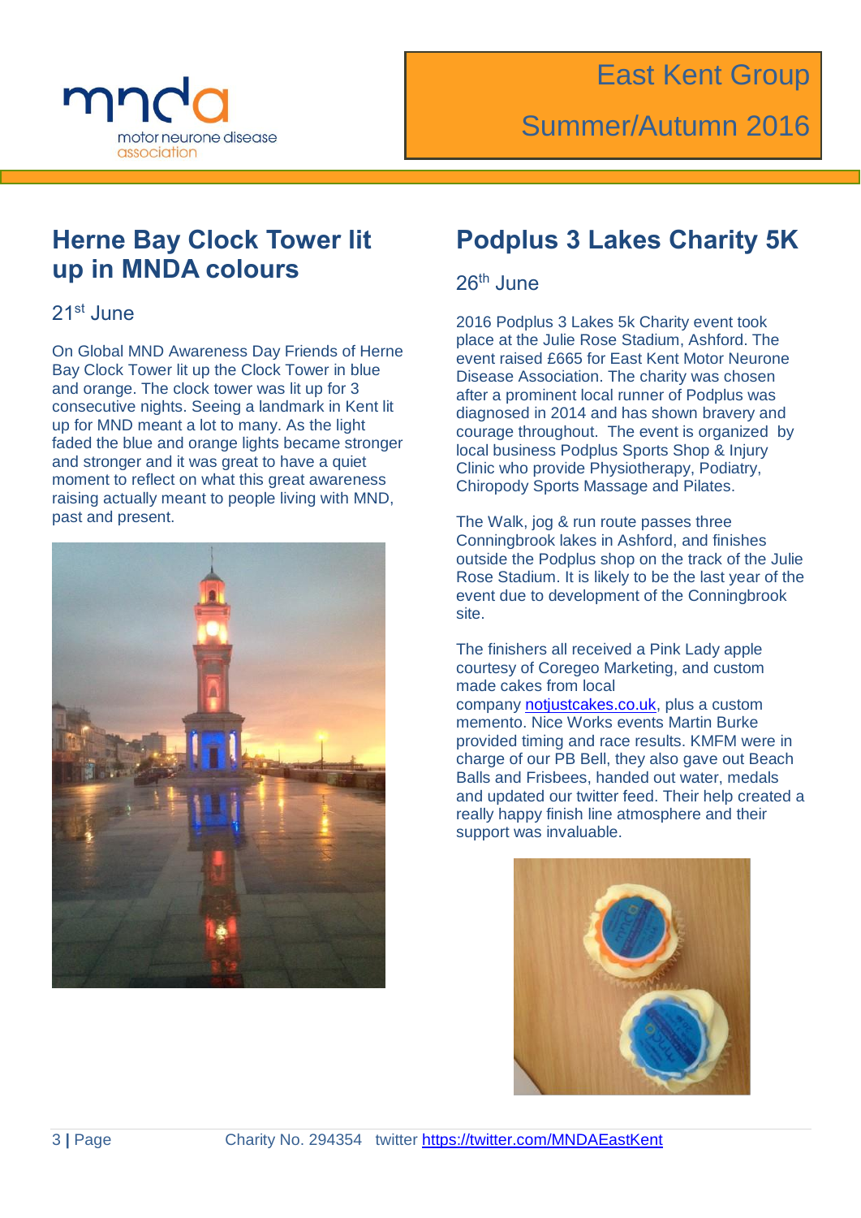## Herne Bay Clock Tower lit up in MNDA colours

21st June

On Global MND Awareness Day Friends of Herne Bay Clock Tower lit up the Clock Tower in blue and orange. The clock tower was lit up for 3 consecutive nights. Seeing a landmark in Kent lit up for MND meant a lot to many. As the light faded the blue and orange lights became stronger and stronger and it was great to have a quiet moment to reflect on what this great awareness raising actually meant to people living with MND, past and present.

## Podplus 3 Lakes Charity 5K

26th June

2016 Podplus 3 Lakes 5k Charity event took place at the Julie Rose Stadium, Ashford. The event raised £665 for East Kent Motor Neurone Disease Association. The charity was chosen after a prominent local runner of Podplus was diagnosed in 2014 and has shown bravery and courage throughout. The event is organized by local business Podplus Sports Shop & Injury Clinic who provide Physiotherapy, Podiatry, Chiropody Sports Massage and Pilates.

The Walk, jog & run route passes three Conningbrook lakes in Ashford, and finishes outside the Podplus shop on the track of the Julie Rose Stadium. It is likely to be the last year of the event due to development of the Conningbrook site.

The finishers all received a Pink Lady apple courtesy of Coregeo Marketing, and custom made cakes from local company [notjustcakes.co.uk](notjustcakes.co.uk), plus a custom memento. Nice Works events Martin Burke provided timing and race results. KMFM were in charge of our PB Bell, they also gave out Beach Balls and Frisbees, handed out water, medals and updated our twitter feed. Their help created a really happy finish line atmosphere and their support was invaluable.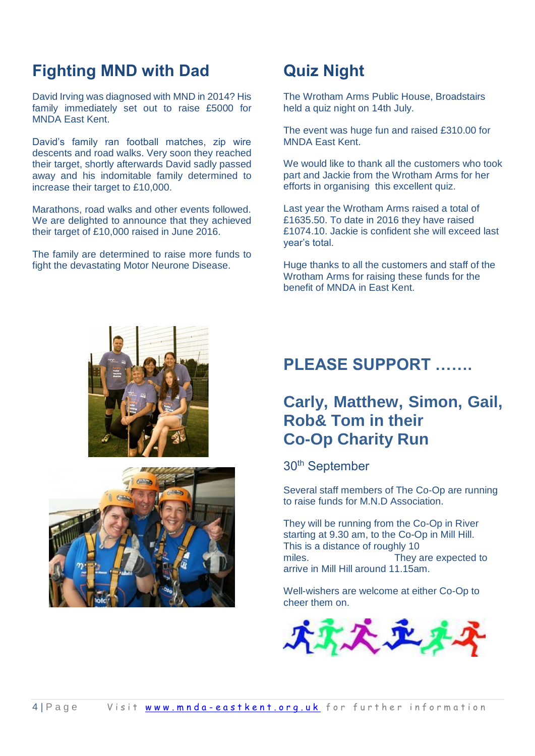## Fighting MND with Dad

David Irving was diagnosed with MND in 2014? His family immediately set out to raise £5000 for MNDA East Kent.

David's family ran football matches, zip wire descents and road walks. Very soon they reached their target, shortly afterwards David sadly passed away and his indomitable family determined to increase their target to £10,000.

Marathons, road walks and other events followed. We are delighted to announce that they achieved their target of £10,000 raised in June 2016.

The family are determined to raise more funds to fight the devastating Motor Neurone Disease.

## Quiz Night

The Wrotham Arms Public House, Broadstairs held a quiz night on 14th July.

The event was huge fun and raised £310.00 for MNDA East Kent.

We would like to thank all the customers who took part and Jackie from the Wrotham Arms for her efforts in organising this excellent quiz.

Last year the Wrotham Arms raised a total of £1635.50. To date in 2016 they have raised £1074.10. Jackie is confident she will exceed last year's total.

Huge thanks to all the customers and staff of the Wrotham Arms for raising these funds for the benefit of MNDA in East Kent.

## PLEASE SUPPORT …….

## Carly, Matthew, Simon, Gail, Rob& Tom in their Co-Op Charity Run

30th September

Several staff members of The Co-Op are running to raise funds for M.N.D Association.

They will be running from the Co-Op in River starting at 9.30 am, to the Co-Op in Mill Hill. This is a distance of roughly 10 miles. They are expected to arrive in Mill Hill around 11.15am.

Well-wishers are welcome at either Co-Op to cheer them on.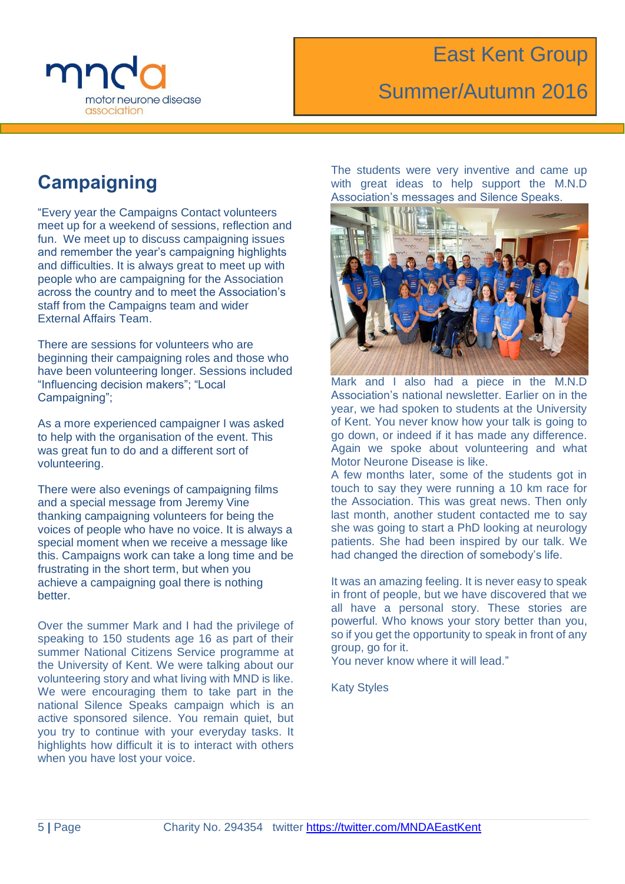## Campaigning

"Every year the Campaigns Contact volunteers meet up for a weekend of sessions, reflection and fun. We meet up to discuss campaigning issues and remember the year's campaigning highlights and difficulties. It is always great to meet up with people who are campaigning for the Association across the country and to meet the Association's staff from the Campaigns team and wider External Affairs Team.

There are sessions for volunteers who are beginning their campaigning roles and those who have been volunteering longer. Sessions included "Influencing decision makers"; "Local Campaigning";

As a more experienced campaigner I was asked to help with the organisation of the event. This was great fun to do and a different sort of volunteering.

There were also evenings of campaigning films and a special message from Jeremy Vine thanking campaigning volunteers for being the voices of people who have no voice. It is always a special moment when we receive a message like this. Campaigns work can take a long time and be frustrating in the short term, but when you achieve a campaigning goal there is nothing better.

Over the summer Mark and I had the privilege of speaking to 150 students age 16 as part of their summer National Citizens Service programme at the University of Kent. We were talking about our volunteering story and what living with MND is like. We were encouraging them to take part in the national Silence Speaks campaign which is an active sponsored silence. You remain quiet, but you try to continue with your everyday tasks. It highlights how difficult it is to interact with others when you have lost your voice.

The students were very inventive and came up with great ideas to help support the M.N.D Association's messages and Silence Speaks.

Mark and I also had a piece in the M.N.D Association's national newsletter. Earlier on in the year, we had spoken to students at the University of Kent. You never know how your talk is going to go down, or indeed if it has made any difference. Again we spoke about volunteering and what Motor Neurone Disease is like.

A few months later, some of the students got in touch to say they were running a 10 km race for the Association. This was great news. Then only last month, another student contacted me to say she was going to start a PhD looking at neurology patients. She had been inspired by our talk. We had changed the direction of somebody's life.

It was an amazing feeling. It is never easy to speak in front of people, but we have discovered that we all have a personal story. These stories are powerful. Who knows your story better than you, so if you get the opportunity to speak in front of any group, go for it.

You never know where it will lead."

Katy Styles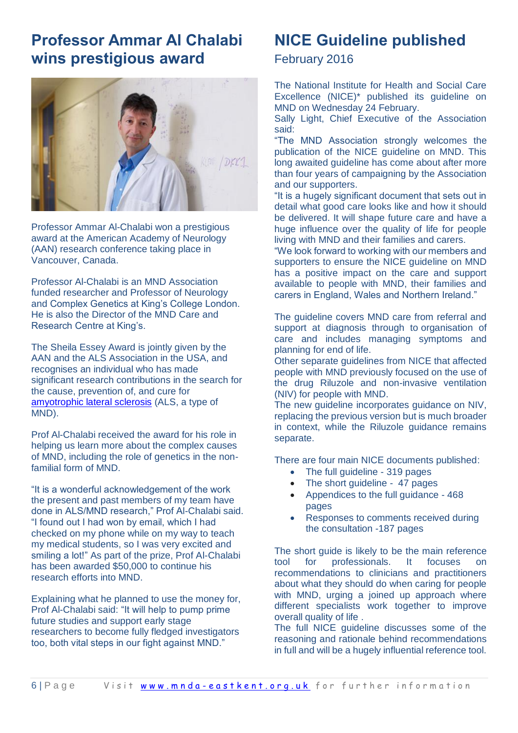## Professor Ammar Al Chalabi wins prestigious award

Professor Ammar Al-Chalabi won a prestigious award at the American Academy of Neurology (AAN) research conference taking place in Vancouver, Canada.

Professor Al-Chalabi is an MND Association funded researcher and Professor of Neurology and Complex Genetics at King's College London. He is also the Director of the MND Care and Research Centre at King's.

The Sheila Essey Award is jointly given by the AAN and the ALS Association in the USA, and recognises an individual who has made significant research contributions in the search for the cause, prevention of, and cure for amyotrophic lateral sclerosis (ALS, a type of MND).

Prof Al-Chalabi received the award for his role in helping us learn more about the complex causes of MND, including the role of genetics in the non-familial form of MND.

"It is a wonderful acknowledgement of the work the present and past members of my team have done in ALS/MND research," Prof Al-Chalabi said. "I found out I had won by email, which I had checked on my phone while on my way to teach my medical students, so I was very excited and smiling a lot!" As part of the prize, Prof Al-Chalabi has been awarded $50,000 to continue his research efforts into MND.

Explaining what he planned to use the money for, Prof Al-Chalabi said: "It will help to pump prime future studies and support early stage researchers to become fully fledged investigators too, both vital steps in our fight against MND."

## NICE Guideline published

February 2016

The National Institute for Health and Social Care Excellence (NICE)* published its guideline on MND on Wednesday 24 February.
Sally Light, Chief Executive of the Association said:
"The MND Association strongly welcomes the publication of the NICE guideline on MND. This long awaited guideline has come about after more than four years of campaigning by the Association and our supporters.
"It is a hugely significant document that sets out in detail what good care looks like and how it should be delivered. It will shape future care and have a huge influence over the quality of life for people living with MND and their families and carers.
"We look forward to working with our members and supporters to ensure the NICE guideline on MND has a positive impact on the care and support available to people with MND, their families and carers in England, Wales and Northern Ireland."

The guideline covers MND care from referral and support at diagnosis through to organisation of care and includes managing symptoms and planning for end of life.
Other separate guidelines from NICE that affected people with MND previously focused on the use of the drug Riluzole and non-invasive ventilation (NIV) for people with MND.
The new guideline incorporates guidance on NIV, replacing the previous version but is much broader in context, while the Riluzole guidance remains separate.

There are four main NICE documents published:

- The full guideline - 319 pages
- The short guideline - 47 pages
- Appendices to the full guidance - 468 pages
- Responses to comments received during the consultation -187 pages

The short guide is likely to be the main reference tool for professionals. It focuses on recommendations to clinicians and practitioners about what they should do when caring for people with MND, urging a joined up approach where different specialists work together to improve overall quality of life .
The full NICE guideline discusses some of the reasoning and rationale behind recommendations in full and will be a hugely influential reference tool.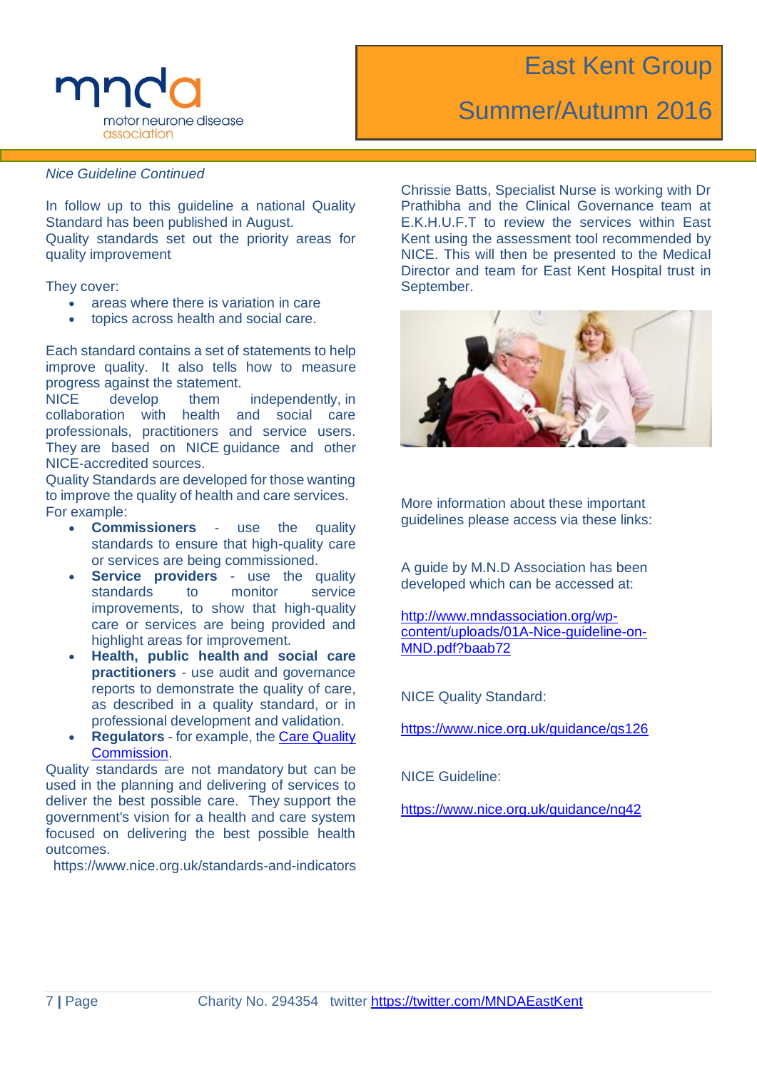*Nice Guideline Continued*

In follow up to this guideline a national Quality Standard has been published in August.
Quality standards set out the priority areas for quality improvement

They cover:

- areas where there is variation in care
- topics across health and social care.

Each standard contains a set of statements to help improve quality. It also tells how to measure progress against the statement.
NICE develop them independently, in collaboration with health and social care professionals, practitioners and service users. They are based on NICE guidance and other NICE-accredited sources.
Quality Standards are developed for those wanting to improve the quality of health and care services. For example:

- **Commissioners** - use the quality standards to ensure that high-quality care or services are being commissioned.
- **Service providers** - use the quality standards to monitor service improvements, to show that high-quality care or services are being provided and highlight areas for improvement.
- **Health, public health and social care practitioners** - use audit and governance reports to demonstrate the quality of care, as described in a quality standard, or in professional development and validation.
- **Regulators** - for example, the Care Quality Commission.

Quality standards are not mandatory but can be used in the planning and delivering of services to deliver the best possible care. They support the government's vision for a health and care system focused on delivering the best possible health outcomes.
https://www.nice.org.uk/standards-and-indicators

Chrissie Batts, Specialist Nurse is working with Dr Prathibha and the Clinical Governance team at E.K.H.U.F.T to review the services within East Kent using the assessment tool recommended by NICE. This will then be presented to the Medical Director and team for East Kent Hospital trust in September.

More information about these important guidelines please access via these links:

A guide by M.N.D Association has been developed which can be accessed at:

http://www.mndassociation.org/wp-content/uploads/01A-Nice-guideline-on-MND.pdf?baab72

NICE Quality Standard:

https://www.nice.org.uk/guidance/qs126

NICE Guideline:

https://www.nice.org.uk/guidance/ng42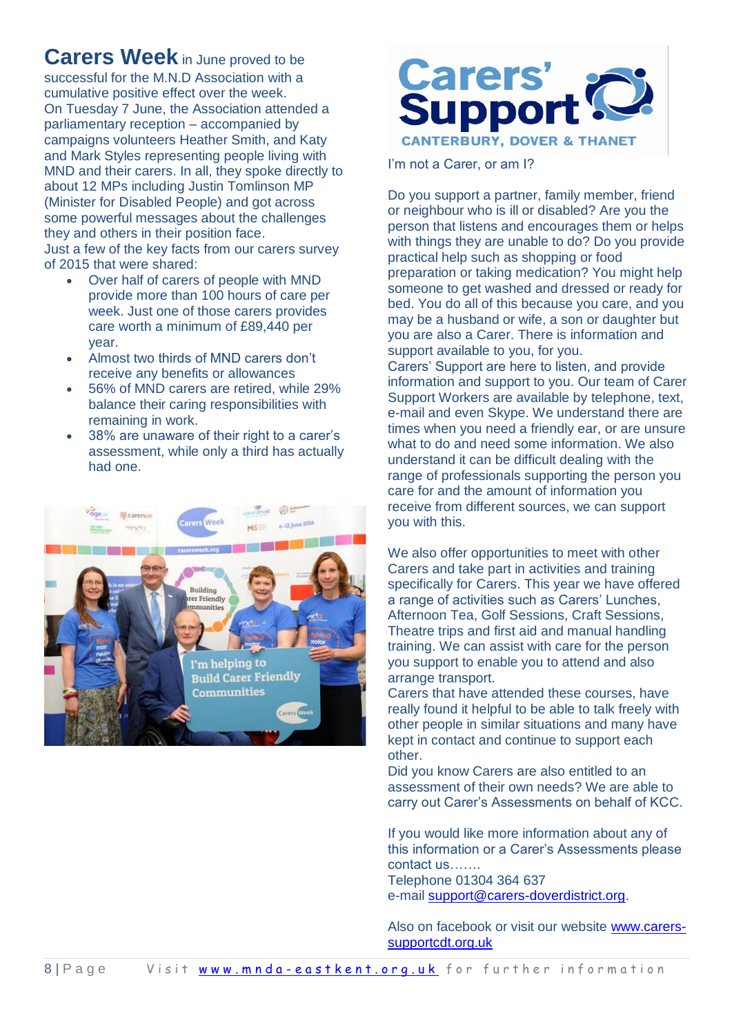**Carers Week** in June proved to be successful for the M.N.D Association with a cumulative positive effect over the week.
On Tuesday 7 June, the Association attended a parliamentary reception – accompanied by campaigns volunteers Heather Smith, and Katy and Mark Styles representing people living with MND and their carers. In all, they spoke directly to about 12 MPs including Justin Tomlinson MP (Minister for Disabled People) and got across some powerful messages about the challenges they and others in their position face.
Just a few of the key facts from our carers survey of 2015 that were shared:

- Over half of carers of people with MND provide more than 100 hours of care per week. Just one of those carers provides care worth a minimum of £89,440 per year.
- Almost two thirds of MND carers don't receive any benefits or allowances
- 56% of MND carers are retired, while 29% balance their caring responsibilities with remaining in work.
- 38% are unaware of their right to a carer's assessment, while only a third has actually had one.

**Carers' Support**
**CANTERBURY, DOVER & THANET**

I'm not a Carer, or am I?

Do you support a partner, family member, friend or neighbour who is ill or disabled? Are you the person that listens and encourages them or helps with things they are unable to do? Do you provide practical help such as shopping or food preparation or taking medication? You might help someone to get washed and dressed or ready for bed. You do all of this because you care, and you may be a husband or wife, a son or daughter but you are also a Carer. There is information and support available to you, for you.
Carers' Support are here to listen, and provide information and support to you. Our team of Carer Support Workers are available by telephone, text, e-mail and even Skype. We understand there are times when you need a friendly ear, or are unsure what to do and need some information. We also understand it can be difficult dealing with the range of professionals supporting the person you care for and the amount of information you receive from different sources, we can support you with this.

We also offer opportunities to meet with other Carers and take part in activities and training specifically for Carers. This year we have offered a range of activities such as Carers' Lunches, Afternoon Tea, Golf Sessions, Craft Sessions, Theatre trips and first aid and manual handling training. We can assist with care for the person you support to enable you to attend and also arrange transport.
Carers that have attended these courses, have really found it helpful to be able to talk freely with other people in similar situations and many have kept in contact and continue to support each other.
Did you know Carers are also entitled to an assessment of their own needs? We are able to carry out Carer's Assessments on behalf of KCC.

If you would like more information about any of this information or a Carer's Assessments please contact us…….
Telephone 01304 364 637
e-mail support@carers-doverdistrict.org.

Also on facebook or visit our website www.carers-supportcdt.org.uk

Visit www.mnda-eastkent.org.uk for further information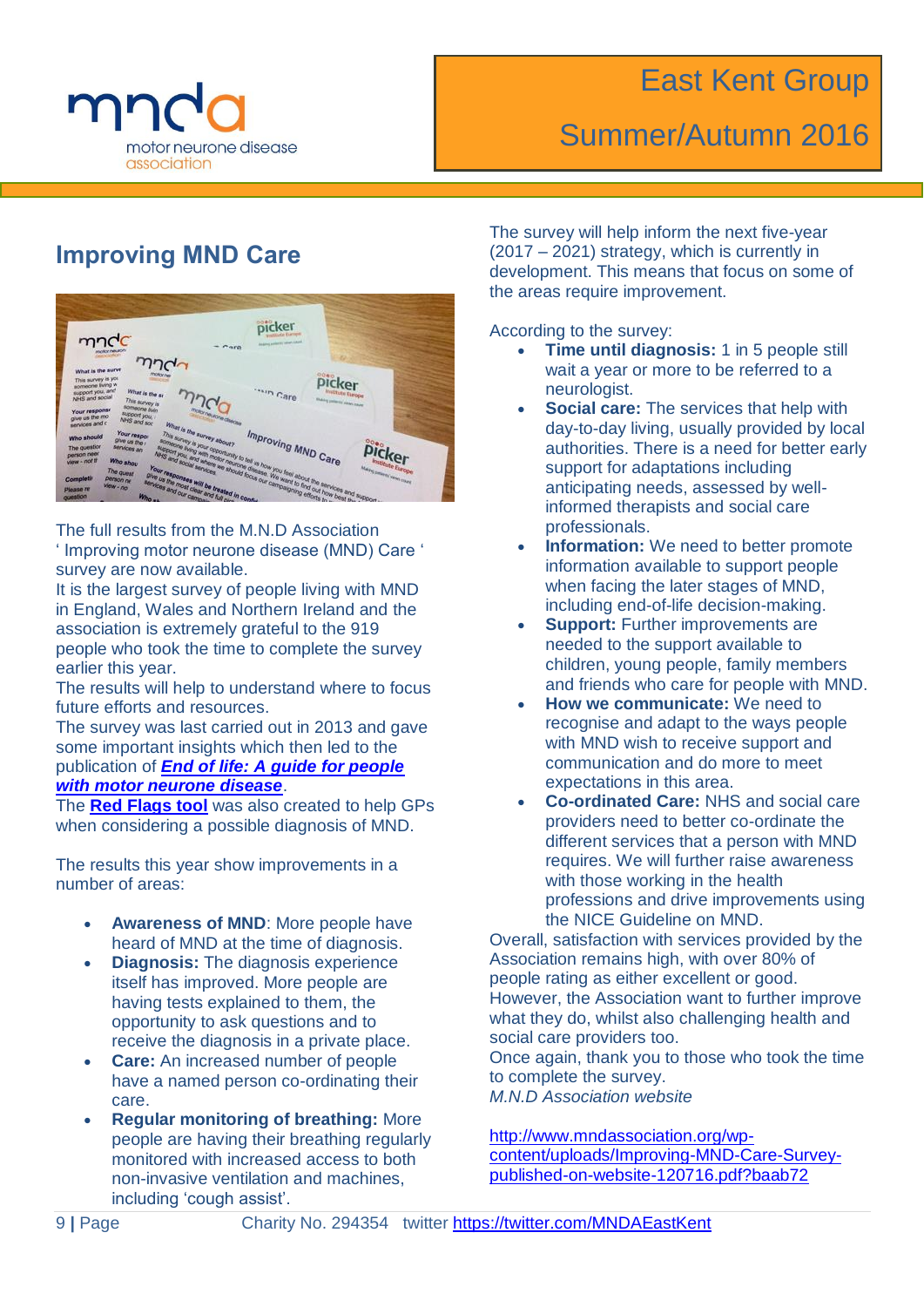## Improving MND Care

The full results from the M.N.D Association ' Improving motor neurone disease (MND) Care ' survey are now available.
It is the largest survey of people living with MND in England, Wales and Northern Ireland and the association is extremely grateful to the 919 people who took the time to complete the survey earlier this year.
The results will help to understand where to focus future efforts and resources.
The survey was last carried out in 2013 and gave some important insights which then led to the publication of ***End of life: A guide for people with motor neurone disease***.
The **Red Flags tool** was also created to help GPs when considering a possible diagnosis of MND.

The results this year show improvements in a number of areas:

- **Awareness of MND**: More people have heard of MND at the time of diagnosis.
- **Diagnosis:** The diagnosis experience itself has improved. More people are having tests explained to them, the opportunity to ask questions and to receive the diagnosis in a private place.
- **Care:** An increased number of people have a named person co-ordinating their care.
- **Regular monitoring of breathing:** More people are having their breathing regularly monitored with increased access to both non-invasive ventilation and machines, including 'cough assist'.

The survey will help inform the next five-year (2017 – 2021) strategy, which is currently in development. This means that focus on some of the areas require improvement.

According to the survey:

- **Time until diagnosis:** 1 in 5 people still wait a year or more to be referred to a neurologist.
- **Social care:** The services that help with day-to-day living, usually provided by local authorities. There is a need for better early support for adaptations including anticipating needs, assessed by well-informed therapists and social care professionals.
- **Information:** We need to better promote information available to support people when facing the later stages of MND, including end-of-life decision-making.
- **Support:** Further improvements are needed to the support available to children, young people, family members and friends who care for people with MND.
- **How we communicate:** We need to recognise and adapt to the ways people with MND wish to receive support and communication and do more to meet expectations in this area.
- **Co-ordinated Care:** NHS and social care providers need to better co-ordinate the different services that a person with MND requires. We will further raise awareness with those working in the health professions and drive improvements using the NICE Guideline on MND.

Overall, satisfaction with services provided by the Association remains high, with over 80% of people rating as either excellent or good. However, the Association want to further improve what they do, whilst also challenging health and social care providers too.
Once again, thank you to those who took the time to complete the survey.
*M.N.D Association website*

http://www.mndassociation.org/wp-content/uploads/Improving-MND-Care-Survey-published-on-website-120716.pdf?baab72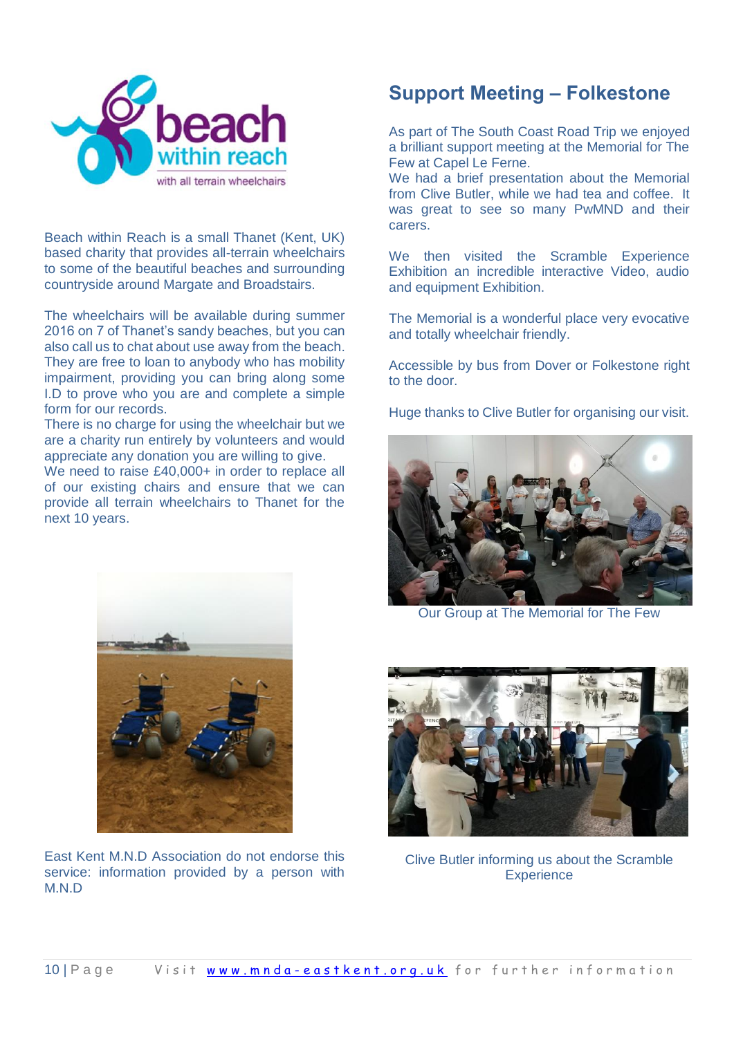Beach within Reach is a small Thanet (Kent, UK) based charity that provides all-terrain wheelchairs to some of the beautiful beaches and surrounding countryside around Margate and Broadstairs.

The wheelchairs will be available during summer 2016 on 7 of Thanet's sandy beaches, but you can also call us to chat about use away from the beach. They are free to loan to anybody who has mobility impairment, providing you can bring along some I.D to prove who you are and complete a simple form for our records.
There is no charge for using the wheelchair but we are a charity run entirely by volunteers and would appreciate any donation you are willing to give.
We need to raise £40,000+ in order to replace all of our existing chairs and ensure that we can provide all terrain wheelchairs to Thanet for the next 10 years.

East Kent M.N.D Association do not endorse this service: information provided by a person with M.N.D

## Support Meeting – Folkestone

As part of The South Coast Road Trip we enjoyed a brilliant support meeting at the Memorial for The Few at Capel Le Ferne.
We had a brief presentation about the Memorial from Clive Butler, while we had tea and coffee. It was great to see so many PwMND and their carers.

We then visited the Scramble Experience Exhibition an incredible interactive Video, audio and equipment Exhibition.

The Memorial is a wonderful place very evocative and totally wheelchair friendly.

Accessible by bus from Dover or Folkestone right to the door.

Huge thanks to Clive Butler for organising our visit.

Our Group at The Memorial for The Few

Clive Butler informing us about the Scramble Experience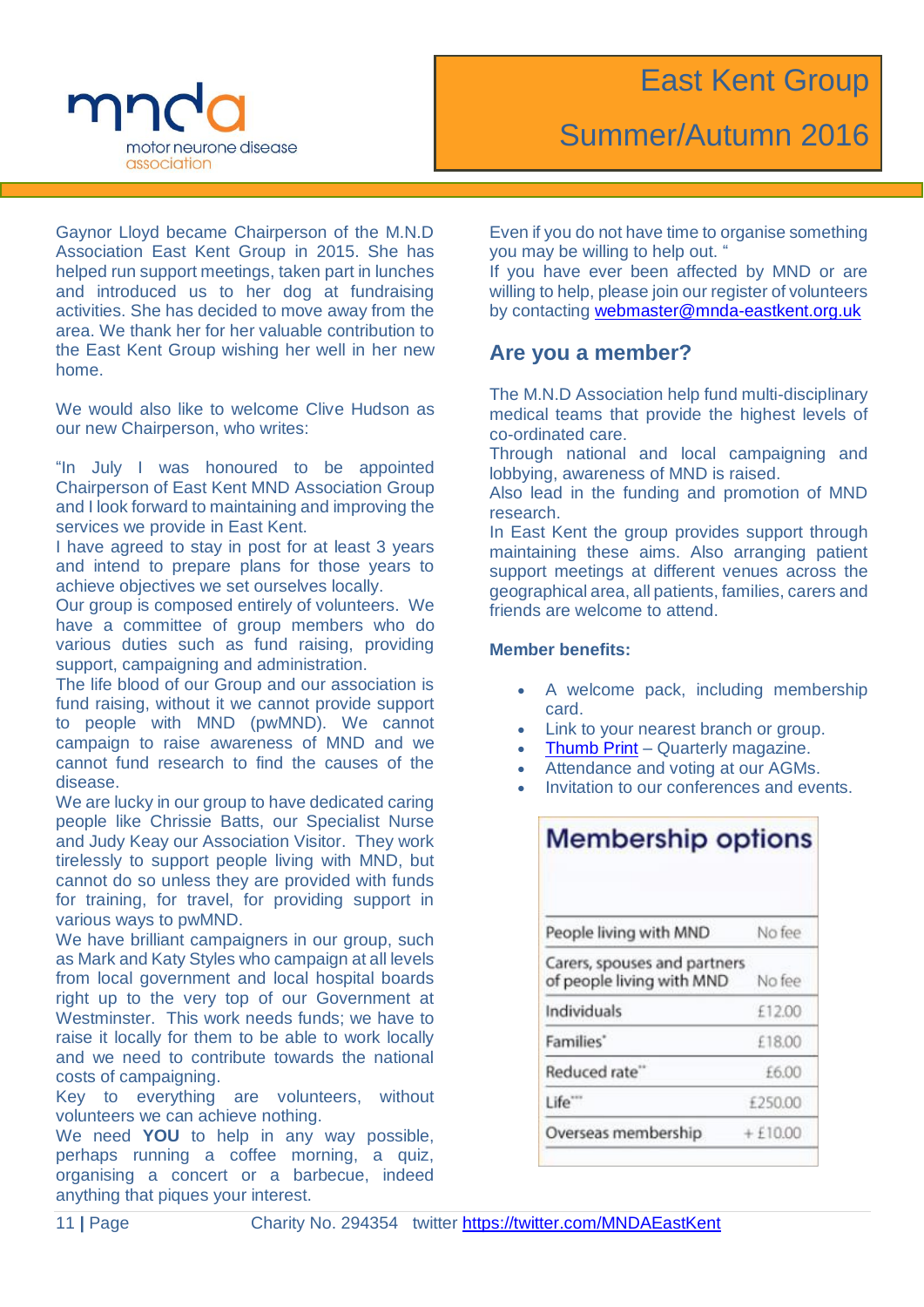Gaynor Lloyd became Chairperson of the M.N.D Association East Kent Group in 2015. She has helped run support meetings, taken part in lunches and introduced us to her dog at fundraising activities. She has decided to move away from the area. We thank her for her valuable contribution to the East Kent Group wishing her well in her new home.

We would also like to welcome Clive Hudson as our new Chairperson, who writes:

"In July I was honoured to be appointed Chairperson of East Kent MND Association Group and I look forward to maintaining and improving the services we provide in East Kent.
I have agreed to stay in post for at least 3 years and intend to prepare plans for those years to achieve objectives we set ourselves locally.
Our group is composed entirely of volunteers. We have a committee of group members who do various duties such as fund raising, providing support, campaigning and administration.
The life blood of our Group and our association is fund raising, without it we cannot provide support to people with MND (pwMND). We cannot campaign to raise awareness of MND and we cannot fund research to find the causes of the disease.
We are lucky in our group to have dedicated caring people like Chrissie Batts, our Specialist Nurse and Judy Keay our Association Visitor. They work tirelessly to support people living with MND, but cannot do so unless they are provided with funds for training, for travel, for providing support in various ways to pwMND.
We have brilliant campaigners in our group, such as Mark and Katy Styles who campaign at all levels from local government and local hospital boards right up to the very top of our Government at Westminster. This work needs funds; we have to raise it locally for them to be able to work locally and we need to contribute towards the national costs of campaigning.
Key to everything are volunteers, without volunteers we can achieve nothing.
We need **YOU** to help in any way possible, perhaps running a coffee morning, a quiz, organising a concert or a barbecue, indeed anything that piques your interest.
Even if you do not have time to organise something you may be willing to help out. "
If you have ever been affected by MND or are willing to help, please join our register of volunteers by contacting webmaster@mnda-eastkent.org.uk

## Are you a member?

The M.N.D Association help fund multi-disciplinary medical teams that provide the highest levels of co-ordinated care.
Through national and local campaigning and lobbying, awareness of MND is raised.
Also lead in the funding and promotion of MND research.
In East Kent the group provides support through maintaining these aims. Also arranging patient support meetings at different venues across the geographical area, all patients, families, carers and friends are welcome to attend.

**Member benefits:**

- A welcome pack, including membership card.
- Link to your nearest branch or group.
- Thumb Print – Quarterly magazine.
- Attendance and voting at our AGMs.
- Invitation to our conferences and events.

**Membership options**

| | |
|---|---|
| People living with MND | No fee |
| Carers, spouses and partners of people living with MND | No fee |
| Individuals | £12.00 |
| Families* | £18.00 |
| Reduced rate** | £6.00 |
| Life*** | £250.00 |
| Overseas membership | + £10.00 |

Charity No. 294354 twitter https://twitter.com/MNDAEastKent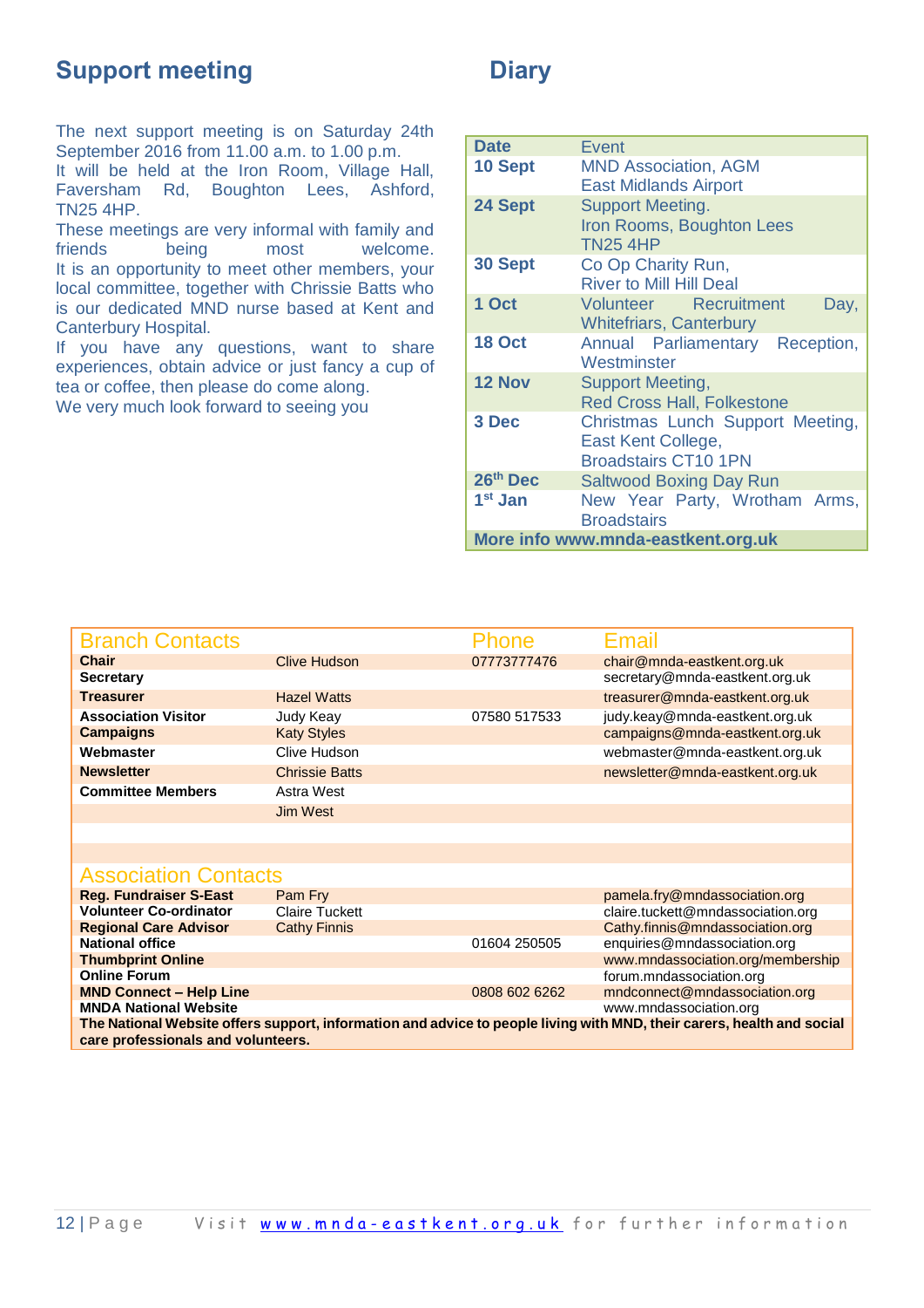## Support meeting

The next support meeting is on Saturday 24th September 2016 from 11.00 a.m. to 1.00 p.m.
It will be held at the Iron Room, Village Hall, Faversham Rd, Boughton Lees, Ashford, TN25 4HP.
These meetings are very informal with family and friends being most welcome.
It is an opportunity to meet other members, your local committee, together with Chrissie Batts who is our dedicated MND nurse based at Kent and Canterbury Hospital.
If you have any questions, want to share experiences, obtain advice or just fancy a cup of tea or coffee, then please do come along.
We very much look forward to seeing you

## Diary

| Date | Event |
|---|---|
| **10 Sept** | MND Association, AGM East Midlands Airport |
| **24 Sept** | Support Meeting. Iron Rooms, Boughton Lees TN25 4HP |
| **30 Sept** | Co Op Charity Run, River to Mill Hill Deal |
| **1 Oct** | Volunteer Recruitment Day, Whitefriars, Canterbury |
| **18 Oct** | Annual Parliamentary Reception, Westminster |
| **12 Nov** | Support Meeting, Red Cross Hall, Folkestone |
| **3 Dec** | Christmas Lunch Support Meeting, East Kent College, Broadstairs CT10 1PN |
| **26th Dec** | Saltwood Boxing Day Run |
| **1st Jan** | New Year Party, Wrotham Arms, Broadstairs |
| **More info www.mnda-eastkent.org.uk** | |

| Branch Contacts | | Phone | Email |
|---|---|---|---|
| **Chair** | Clive Hudson | 07773777476 | chair@mnda-eastkent.org.uk |
| **Secretary** | | | secretary@mnda-eastkent.org.uk |
| **Treasurer** | Hazel Watts | | treasurer@mnda-eastkent.org.uk |
| **Association Visitor** | Judy Keay | 07580 517533 | judy.keay@mnda-eastkent.org.uk |
| **Campaigns** | Katy Styles | | campaigns@mnda-eastkent.org.uk |
| **Webmaster** | Clive Hudson | | webmaster@mnda-eastkent.org.uk |
| **Newsletter** | Chrissie Batts | | newsletter@mnda-eastkent.org.uk |
| **Committee Members** | Astra West | | |
| | Jim West | | |
| **Association Contacts** | | | |
| **Reg. Fundraiser S-East** | Pam Fry | | pamela.fry@mndassociation.org |
| **Volunteer Co-ordinator** | Claire Tuckett | | claire.tuckett@mndassociation.org |
| **Regional Care Advisor** | Cathy Finnis | | Cathy.finnis@mndassociation.org |
| **National office** | | 01604 250505 | enquiries@mndassociation.org |
| **Thumbprint Online** | | | www.mndassociation.org/membership |
| **Online Forum** | | | forum.mndassociation.org |
| **MND Connect – Help Line** | | 0808 602 6262 | mndconnect@mndassociation.org |
| **MNDA National Website** | | | www.mndassociation.org |

**The National Website offers support, information and advice to people living with MND, their carers, health and social care professionals and volunteers.**